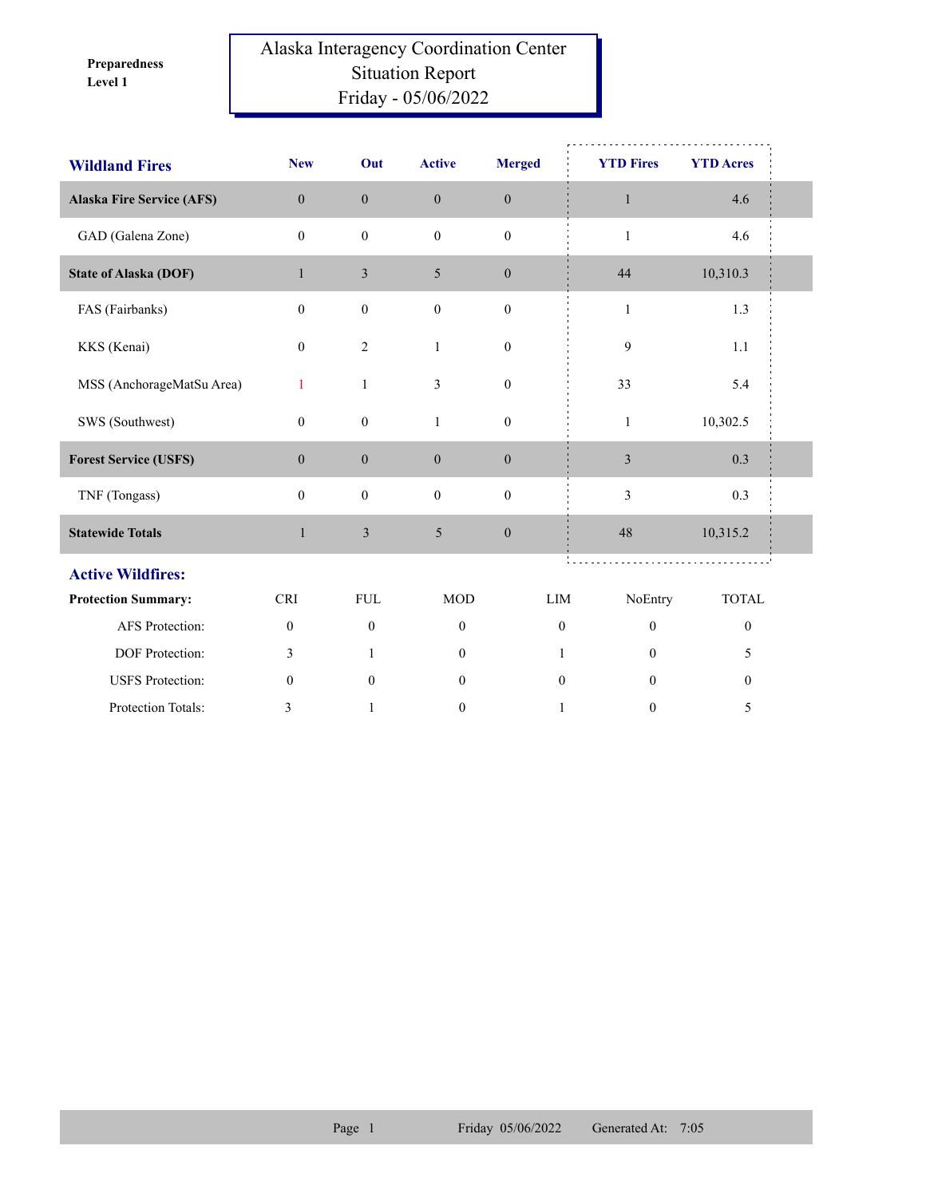Preparedness Level 1

# Alaska Interagency Coordination Center Situation Report Friday - 05/06/2022

| Wildland Fires | New | Out | Active | Merged | YTD Fires | YTD Acres |
|---|---|---|---|---|---|---|
| **Alaska Fire Service (AFS)** | 0 | 0 | 0 | 0 | 1 | 4.6 |
| GAD (Galena Zone) | 0 | 0 | 0 | 0 | 1 | 4.6 |
| **State of Alaska (DOF)** | 1 | 3 | 5 | 0 | 44 | 10,310.3 |
| FAS (Fairbanks) | 0 | 0 | 0 | 0 | 1 | 1.3 |
| KKS (Kenai) | 0 | 2 | 1 | 0 | 9 | 1.1 |
| MSS (AnchorageMatSu Area) | 1 | 1 | 3 | 0 | 33 | 5.4 |
| SWS (Southwest) | 0 | 0 | 1 | 0 | 1 | 10,302.5 |
| **Forest Service (USFS)** | 0 | 0 | 0 | 0 | 3 | 0.3 |
| TNF (Tongass) | 0 | 0 | 0 | 0 | 3 | 0.3 |
| **Statewide Totals** | 1 | 3 | 5 | 0 | 48 | 10,315.2 |

## Active Wildfires:

| Protection Summary: | CRI | FUL | MOD | LIM | NoEntry | TOTAL |
|---|---|---|---|---|---|---|
| AFS Protection: | 0 | 0 | 0 | 0 | 0 | 0 |
| DOF Protection: | 3 | 1 | 0 | 1 | 0 | 5 |
| USFS Protection: | 0 | 0 | 0 | 0 | 0 | 0 |
| Protection Totals: | 3 | 1 | 0 | 1 | 0 | 5 |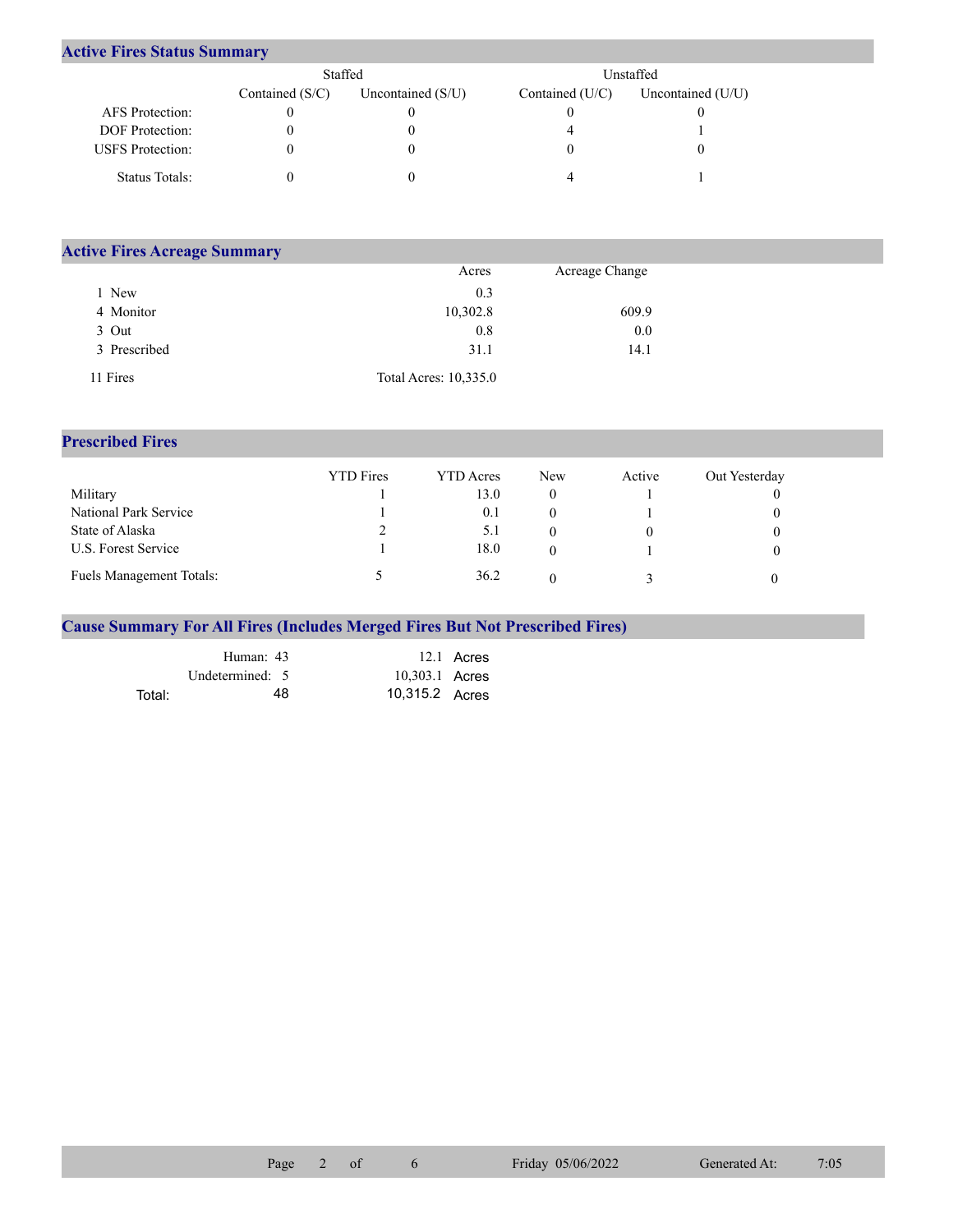## Active Fires Status Summary

| | Staffed | | Unstaffed | |
|---|---|---|---|---|
| | Contained (S/C) | Uncontained (S/U) | Contained (U/C) | Uncontained (U/U) |
| AFS Protection: | 0 | 0 | 0 | 0 |
| DOF Protection: | 0 | 0 | 4 | 1 |
| USFS Protection: | 0 | 0 | 0 | 0 |
| Status Totals: | 0 | 0 | 4 | 1 |

## Active Fires Acreage Summary

| | Acres | Acreage Change |
|---|---|---|
| 1 New | 0.3 | |
| 4 Monitor | 10,302.8 | 609.9 |
| 3 Out | 0.8 | 0.0 |
| 3 Prescribed | 31.1 | 14.1 |
| 11 Fires | Total Acres: 10,335.0 | |

## Prescribed Fires

| | YTD Fires | YTD Acres | New | Active | Out Yesterday |
|---|---|---|---|---|---|
| Military | 1 | 13.0 | 0 | 1 | 0 |
| National Park Service | 1 | 0.1 | 0 | 1 | 0 |
| State of Alaska | 2 | 5.1 | 0 | 0 | 0 |
| U.S. Forest Service | 1 | 18.0 | 0 | 1 | 0 |
| Fuels Management Totals: | 5 | 36.2 | 0 | 3 | 0 |

## Cause Summary For All Fires (Includes Merged Fires But Not Prescribed Fires)

| | | |
|---|---|---|
| Human: | 43 | 12.1 Acres |
| Undetermined: | 5 | 10,303.1 Acres |
| Total: | 48 | 10,315.2 Acres |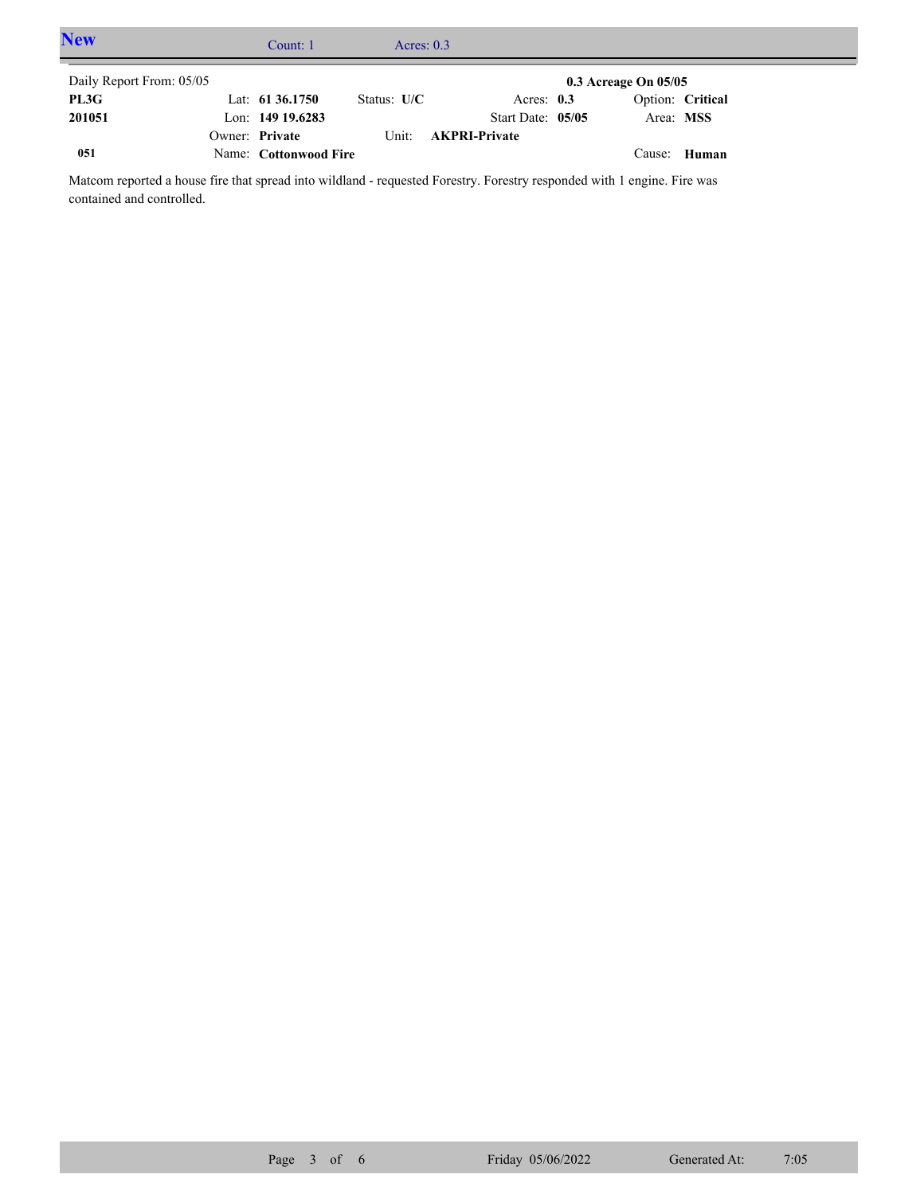## New

Count: 1 Acres: 0.3

| Daily Report From: 05/05 | | | | 0.3 Acreage On 05/05 |
|---|---|---|---|---|
| **PL3G** | Lat: **61 36.1750** | Status: **U/C** | Acres: **0.3** | Option: **Critical** |
| **201051** | Lon: **149 19.6283** | | Start Date: **05/05** | Area: **MSS** |
| | Owner: **Private** | Unit: **AKPRI-Private** | | |
| **051** | Name: **Cottonwood Fire** | | | Cause: **Human** |

Matcom reported a house fire that spread into wildland - requested Forestry. Forestry responded with 1 engine. Fire was contained and controlled.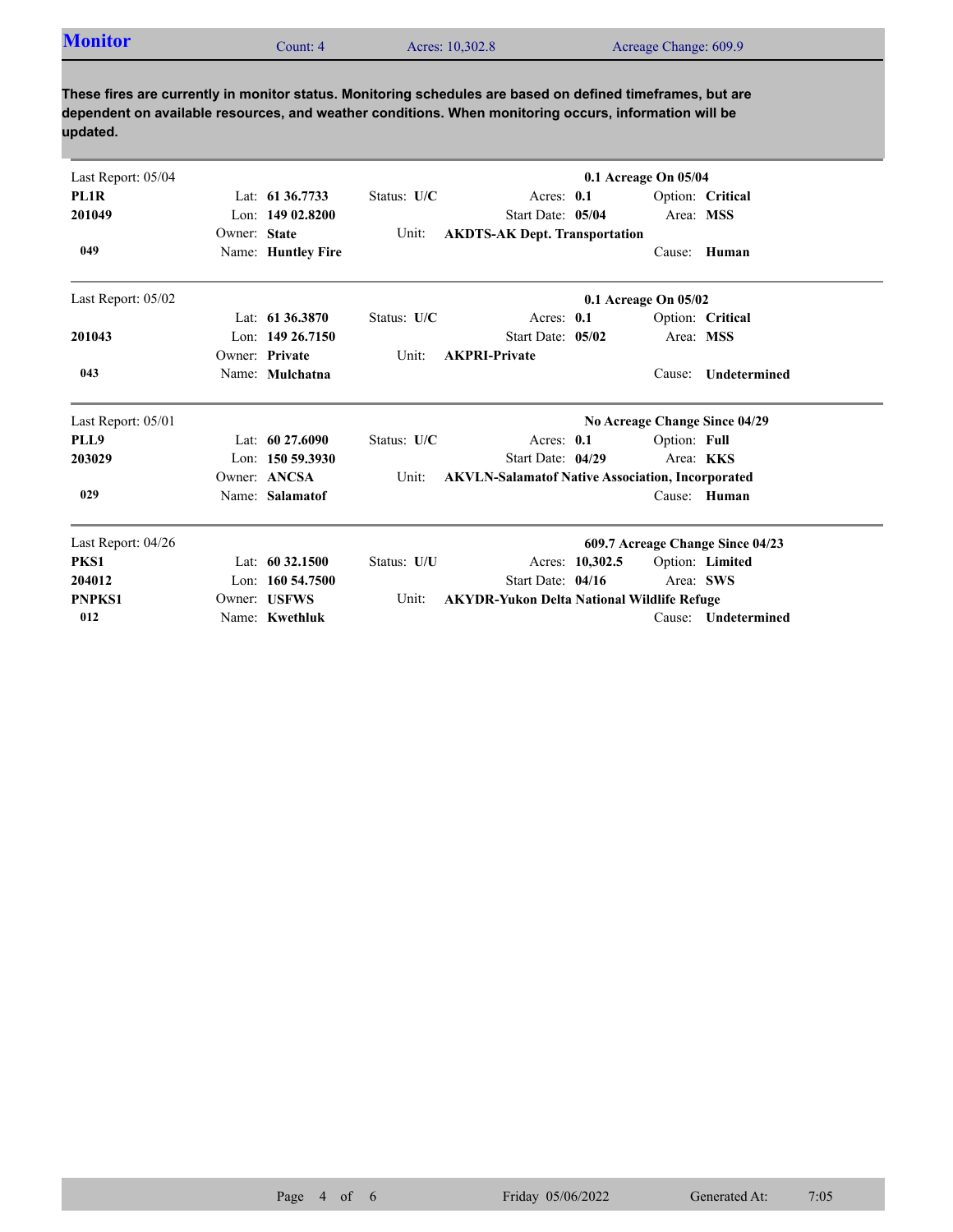## Monitor

Count: 4 | Acres: 10,302.8 | Acreage Change: 609.9

**These fires are currently in monitor status. Monitoring schedules are based on defined timeframes, but are dependent on available resources, and weather conditions. When monitoring occurs, information will be updated.**

---

Last Report: 05/04 — **0.1 Acreage On 05/04**

| | | | | |
|---|---|---|---|---|
| **PL1R** | Lat: **61 36.7733** | Status: **U/C** | Acres: **0.1** | Option: **Critical** |
| **201049** | Lon: **149 02.8200** | | Start Date: **05/04** | Area: **MSS** |
| | Owner: **State** | Unit: **AKDTS-AK Dept. Transportation** | | |
| **049** | Name: **Huntley Fire** | | | Cause: **Human** |

---

Last Report: 05/02 — **0.1 Acreage On 05/02**

| | | | | |
|---|---|---|---|---|
| | Lat: **61 36.3870** | Status: **U/C** | Acres: **0.1** | Option: **Critical** |
| **201043** | Lon: **149 26.7150** | | Start Date: **05/02** | Area: **MSS** |
| | Owner: **Private** | Unit: **AKPRI-Private** | | |
| **043** | Name: **Mulchatna** | | | Cause: **Undetermined** |

---

Last Report: 05/01 — **No Acreage Change Since 04/29**

| | | | | |
|---|---|---|---|---|
| **PLL9** | Lat: **60 27.6090** | Status: **U/C** | Acres: **0.1** | Option: **Full** |
| **203029** | Lon: **150 59.3930** | | Start Date: **04/29** | Area: **KKS** |
| | Owner: **ANCSA** | Unit: **AKVLN-Salamatof Native Association, Incorporated** | | |
| **029** | Name: **Salamatof** | | | Cause: **Human** |

---

Last Report: 04/26 — **609.7 Acreage Change Since 04/23**

| | | | | |
|---|---|---|---|---|
| **PKS1** | Lat: **60 32.1500** | Status: **U/U** | Acres: **10,302.5** | Option: **Limited** |
| **204012** | Lon: **160 54.7500** | | Start Date: **04/16** | Area: **SWS** |
| **PNPKS1** | Owner: **USFWS** | Unit: **AKYDR-Yukon Delta National Wildlife Refuge** | | |
| **012** | Name: **Kwethluk** | | | Cause: **Undetermined** |

Friday 05/06/2022 — Generated At: 7:05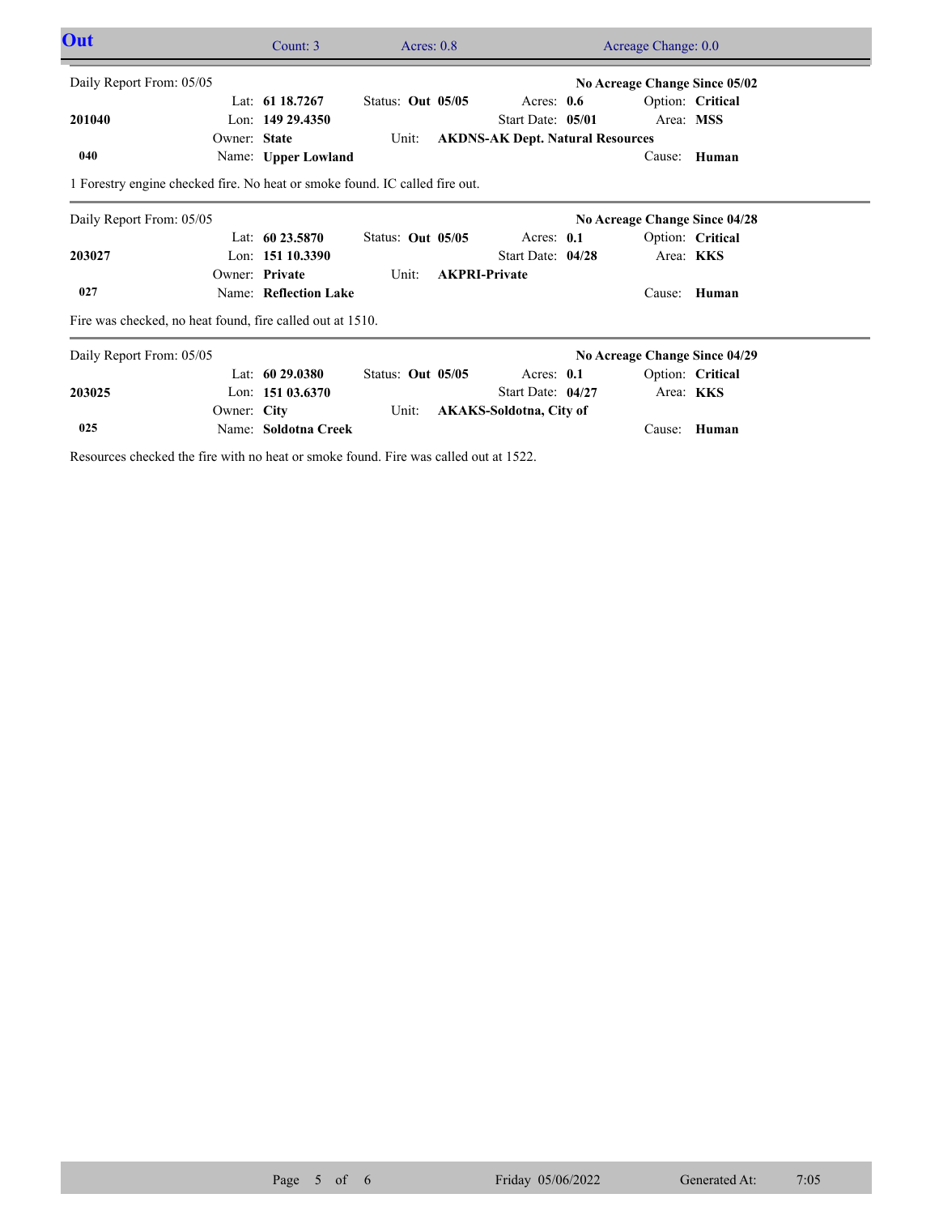## Out

Count: 3 | Acres: 0.8 | Acreage Change: 0.0

---

Daily Report From: 05/05 — **No Acreage Change Since 05/02**

| | | | | |
|---|---|---|---|---|
| | Lat: **61 18.7267** | Status: **Out 05/05** | Acres: **0.6** | Option: **Critical** |
| **201040** | Lon: **149 29.4350** | | Start Date: **05/01** | Area: **MSS** |
| | Owner: **State** | Unit: **AKDNS-AK Dept. Natural Resources** | | |
| **040** | Name: **Upper Lowland** | | | Cause: **Human** |

1 Forestry engine checked fire. No heat or smoke found. IC called fire out.

---

Daily Report From: 05/05 — **No Acreage Change Since 04/28**

| | | | | |
|---|---|---|---|---|
| | Lat: **60 23.5870** | Status: **Out 05/05** | Acres: **0.1** | Option: **Critical** |
| **203027** | Lon: **151 10.3390** | | Start Date: **04/28** | Area: **KKS** |
| | Owner: **Private** | Unit: **AKPRI-Private** | | |
| **027** | Name: **Reflection Lake** | | | Cause: **Human** |

Fire was checked, no heat found, fire called out at 1510.

---

Daily Report From: 05/05 — **No Acreage Change Since 04/29**

| | | | | |
|---|---|---|---|---|
| | Lat: **60 29.0380** | Status: **Out 05/05** | Acres: **0.1** | Option: **Critical** |
| **203025** | Lon: **151 03.6370** | | Start Date: **04/27** | Area: **KKS** |
| | Owner: **City** | Unit: **AKAKS-Soldotna, City of** | | |
| **025** | Name: **Soldotna Creek** | | | Cause: **Human** |

Resources checked the fire with no heat or smoke found. Fire was called out at 1522.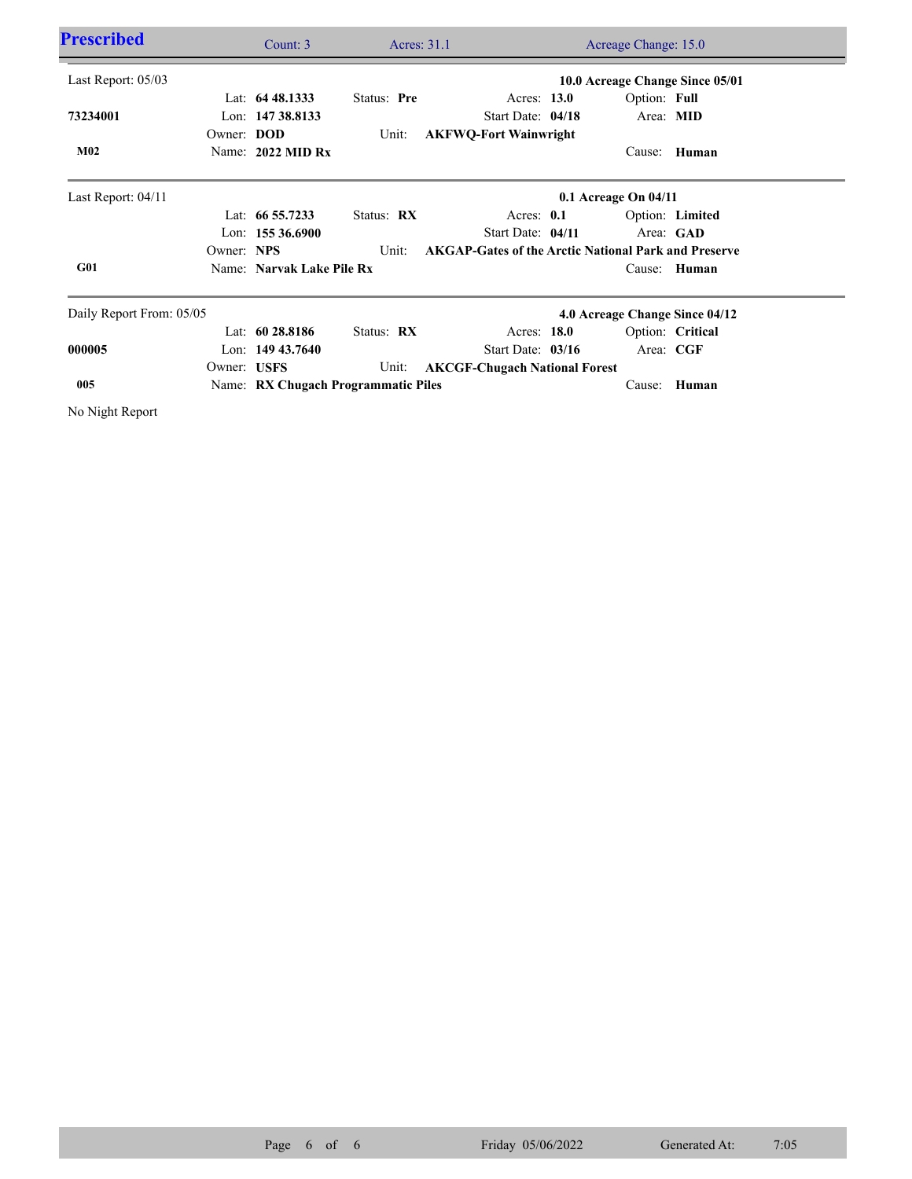## Prescribed

Count: 3 | Acres: 31.1 | Acreage Change: 15.0

---

Last Report: 05/03

**10.0 Acreage Change Since 05/01**

| | | | | |
|---|---|---|---|---|
| | Lat: **64 48.1333** | Status: **Pre** | Acres: **13.0** | Option: **Full** |
| **73234001** | Lon: **147 38.8133** | | Start Date: **04/18** | Area: **MID** |
| | Owner: **DOD** | Unit: **AKFWQ-Fort Wainwright** | | |
| **M02** | Name: **2022 MID Rx** | | | Cause: **Human** |

---

Last Report: 04/11

**0.1 Acreage On 04/11**

| | | | | |
|---|---|---|---|---|
| | Lat: **66 55.7233** | Status: **RX** | Acres: **0.1** | Option: **Limited** |
| | Lon: **155 36.6900** | | Start Date: **04/11** | Area: **GAD** |
| | Owner: **NPS** | Unit: **AKGAP-Gates of the Arctic National Park and Preserve** | | |
| **G01** | Name: **Narvak Lake Pile Rx** | | | Cause: **Human** |

---

Daily Report From: 05/05

**4.0 Acreage Change Since 04/12**

| | | | | |
|---|---|---|---|---|
| | Lat: **60 28.8186** | Status: **RX** | Acres: **18.0** | Option: **Critical** |
| **000005** | Lon: **149 43.7640** | | Start Date: **03/16** | Area: **CGF** |
| | Owner: **USFS** | Unit: **AKCGF-Chugach National Forest** | | |
| **005** | Name: **RX Chugach Programmatic Piles** | | | Cause: **Human** |

No Night Report

Friday 05/06/2022 Generated At: 7:05